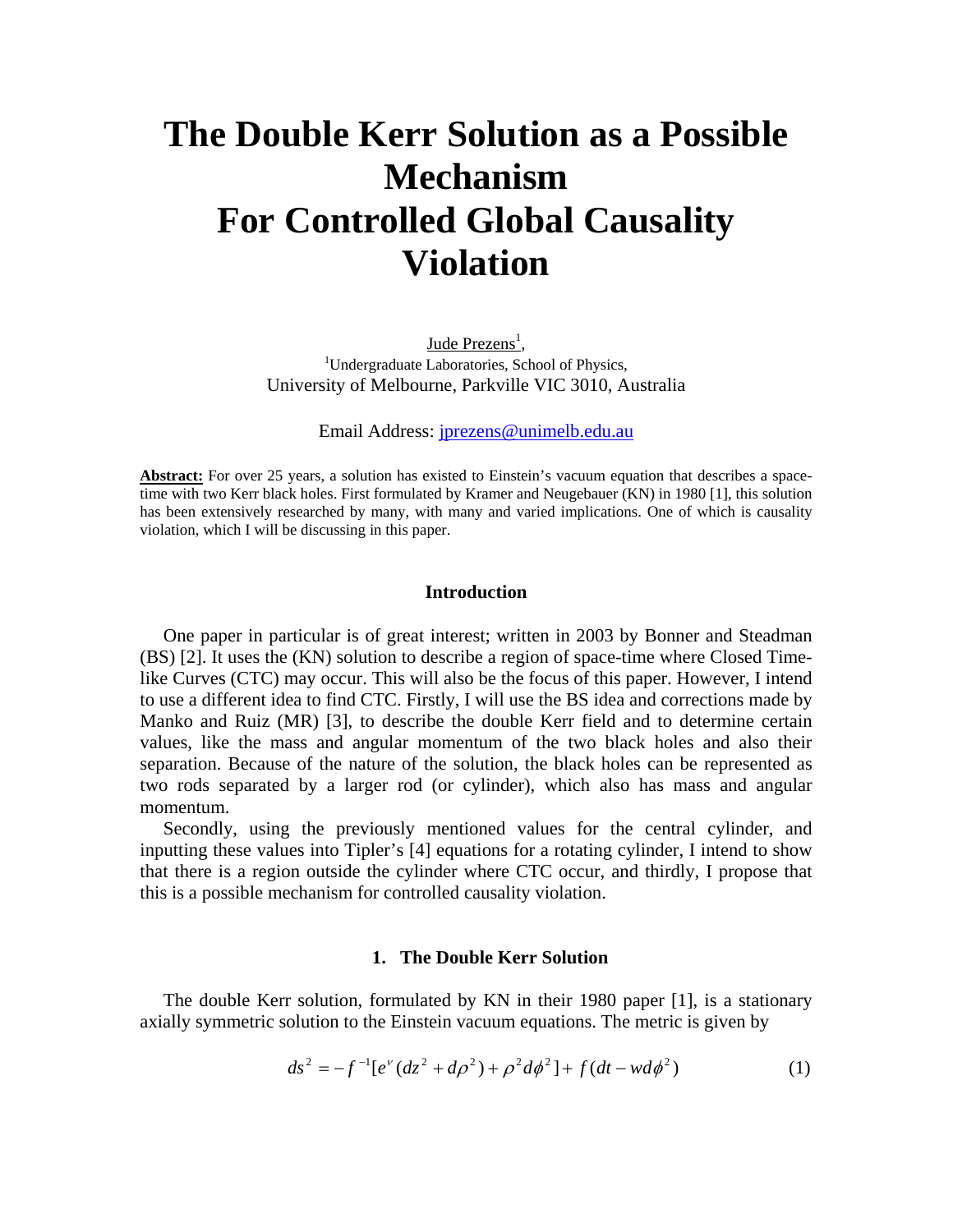# The Double Kerr Solution as a Possible Mechanism For Controlled Global Causality Violation

Jude Prezens[1],

[1]Undergraduate Laboratories, School of Physics,
University of Melbourne, Parkville VIC 3010, Australia

Email Address: jprezens@unimelb.edu.au

**Abstract:** For over 25 years, a solution has existed to Einstein's vacuum equation that describes a space-time with two Kerr black holes. First formulated by Kramer and Neugebauer (KN) in 1980 [1], this solution has been extensively researched by many, with many and varied implications. One of which is causality violation, which I will be discussing in this paper.

## Introduction

One paper in particular is of great interest; written in 2003 by Bonner and Steadman (BS) [2]. It uses the (KN) solution to describe a region of space-time where Closed Time-like Curves (CTC) may occur. This will also be the focus of this paper. However, I intend to use a different idea to find CTC. Firstly, I will use the BS idea and corrections made by Manko and Ruiz (MR) [3], to describe the double Kerr field and to determine certain values, like the mass and angular momentum of the two black holes and also their separation. Because of the nature of the solution, the black holes can be represented as two rods separated by a larger rod (or cylinder), which also has mass and angular momentum.

Secondly, using the previously mentioned values for the central cylinder, and inputting these values into Tipler's [4] equations for a rotating cylinder, I intend to show that there is a region outside the cylinder where CTC occur, and thirdly, I propose that this is a possible mechanism for controlled causality violation.

## 1. The Double Kerr Solution

The double Kerr solution, formulated by KN in their 1980 paper [1], is a stationary axially symmetric solution to the Einstein vacuum equations. The metric is given by

$$ds^2 = -f^{-1}[e^{\nu}(dz^2 + d\rho^2) + \rho^2 d\phi^2] + f(dt - wd\phi^2) \qquad (1)$$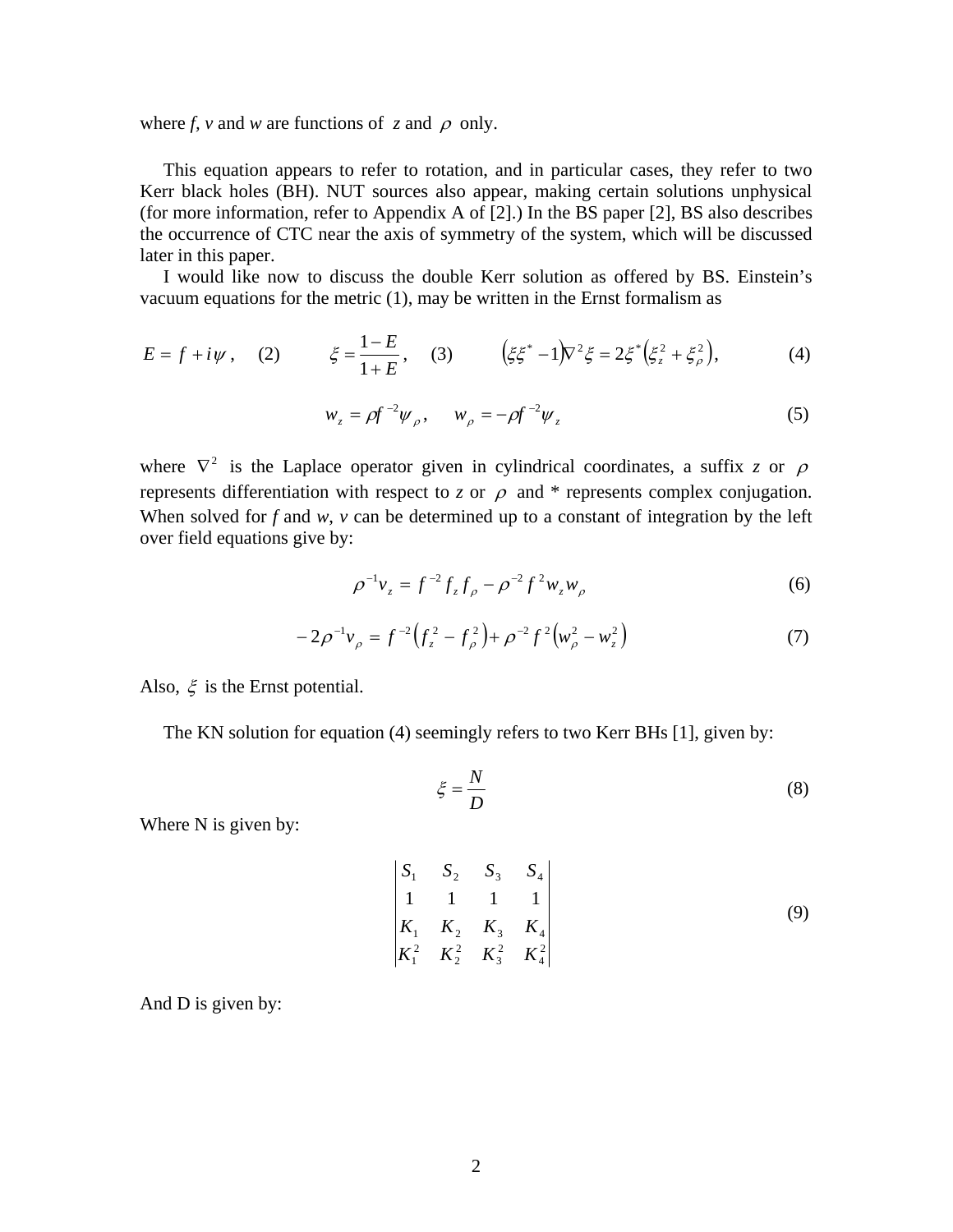where *f*, *v* and *w* are functions of $z$ and $\rho$ only.

This equation appears to refer to rotation, and in particular cases, they refer to two Kerr black holes (BH). NUT sources also appear, making certain solutions unphysical (for more information, refer to Appendix A of [2].) In the BS paper [2], BS also describes the occurrence of CTC near the axis of symmetry of the system, which will be discussed later in this paper.

I would like now to discuss the double Kerr solution as offered by BS. Einstein's vacuum equations for the metric (1), may be written in the Ernst formalism as

$$E = f + i\psi\,, \quad (2) \qquad \xi = \frac{1-E}{1+E}\,, \quad (3) \qquad \left(\xi\xi^{*} - 1\right)\nabla^{2}\xi = 2\xi^{*}\left(\xi_{z}^{2} + \xi_{\rho}^{2}\right), \quad (4)$$

$$w_{z} = \rho f^{-2}\psi_{\rho}\,, \qquad w_{\rho} = -\rho f^{-2}\psi_{z} \tag{5}$$

where $\nabla^{2}$ is the Laplace operator given in cylindrical coordinates, a suffix $z$ or $\rho$ represents differentiation with respect to $z$ or $\rho$ and * represents complex conjugation. When solved for *f* and *w*, *v* can be determined up to a constant of integration by the left over field equations give by:

$$\rho^{-1}v_{z} = f^{-2} f_{z} f_{\rho} - \rho^{-2} f^{2} w_{z} w_{\rho} \tag{6}$$

$$-2\rho^{-1}v_{\rho} = f^{-2}\left(f_{z}^{2} - f_{\rho}^{2}\right) + \rho^{-2} f^{2}\left(w_{\rho}^{2} - w_{z}^{2}\right) \tag{7}$$

Also, $\xi$ is the Ernst potential.

The KN solution for equation (4) seemingly refers to two Kerr BHs [1], given by:

$$\xi = \frac{N}{D} \tag{8}$$

Where N is given by:

$$\begin{vmatrix} S_1 & S_2 & S_3 & S_4 \\ 1 & 1 & 1 & 1 \\ K_1 & K_2 & K_3 & K_4 \\ K_1^2 & K_2^2 & K_3^2 & K_4^2 \end{vmatrix} \tag{9}$$

And D is given by: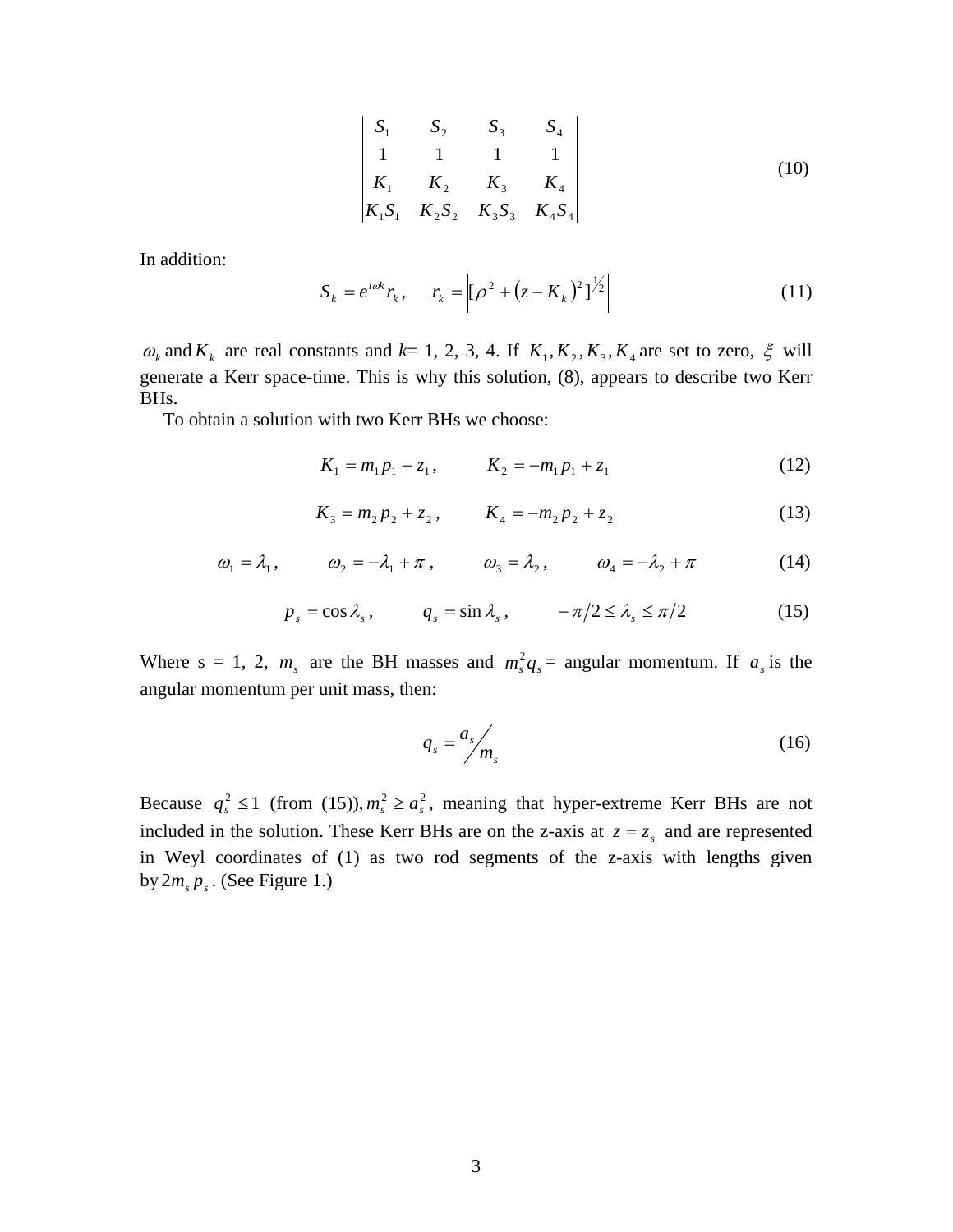$$\begin{vmatrix} S_1 & S_2 & S_3 & S_4 \\ 1 & 1 & 1 & 1 \\ K_1 & K_2 & K_3 & K_4 \\ K_1S_1 & K_2S_2 & K_3S_3 & K_4S_4 \end{vmatrix} \tag{10}$$

In addition:

$$S_k = e^{i\omega k} r_k\,, \qquad r_k = \left| [\rho^2 + (z - K_k)^2]^{1/2} \right| \tag{11}$$

$\omega_k$ and $K_k$ are real constants and $k$= 1, 2, 3, 4. If $K_1, K_2, K_3, K_4$ are set to zero, $\xi$ will generate a Kerr space-time. This is why this solution, (8), appears to describe two Kerr BHs.

To obtain a solution with two Kerr BHs we choose:

$$K_1 = m_1 p_1 + z_1\,, \qquad K_2 = -m_1 p_1 + z_1 \tag{12}$$

$$K_3 = m_2 p_2 + z_2\,, \qquad K_4 = -m_2 p_2 + z_2 \tag{13}$$

$$\omega_1 = \lambda_1\,, \qquad \omega_2 = -\lambda_1 + \pi\,, \qquad \omega_3 = \lambda_2\,, \qquad \omega_4 = -\lambda_2 + \pi \tag{14}$$

$$p_s = \cos\lambda_s\,, \qquad q_s = \sin\lambda_s\,, \qquad -\pi/2 \le \lambda_s \le \pi/2 \tag{15}$$

Where s = 1, 2, $m_s$ are the BH masses and $m_s^2 q_s$ = angular momentum. If $a_s$ is the angular momentum per unit mass, then:

$$q_s = a_s / m_s \tag{16}$$

Because $q_s^2 \le 1$ (from (15)), $m_s^2 \ge a_s^2$, meaning that hyper-extreme Kerr BHs are not included in the solution. These Kerr BHs are on the z-axis at $z = z_s$ and are represented in Weyl coordinates of (1) as two rod segments of the z-axis with lengths given by $2m_s p_s$. (See Figure 1.)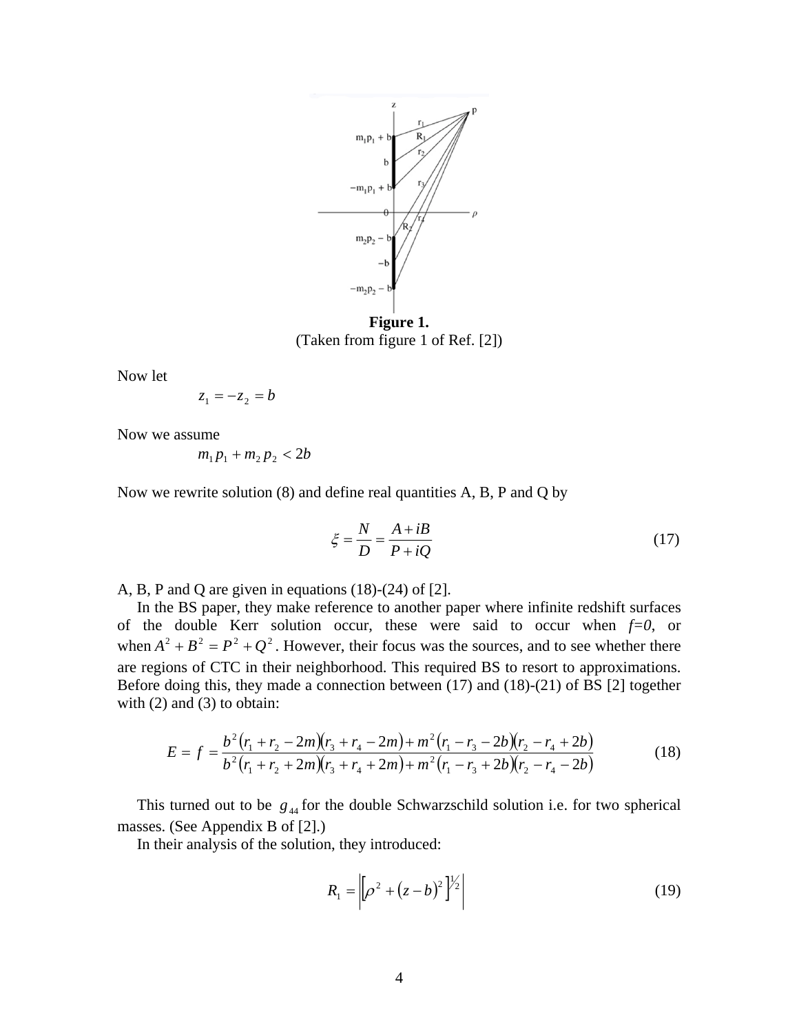**Figure 1.**
(Taken from figure 1 of Ref. [2])

Now let

$$z_1 = -z_2 = b$$

Now we assume

$$m_1 p_1 + m_2 p_2 < 2b$$

Now we rewrite solution (8) and define real quantities A, B, P and Q by

$$\xi = \frac{N}{D} = \frac{A + iB}{P + iQ} \tag{17}$$

A, B, P and Q are given in equations (18)-(24) of [2].

In the BS paper, they make reference to another paper where infinite redshift surfaces of the double Kerr solution occur, these were said to occur when $f=0$, or when $A^2 + B^2 = P^2 + Q^2$. However, their focus was the sources, and to see whether there are regions of CTC in their neighborhood. This required BS to resort to approximations. Before doing this, they made a connection between (17) and (18)-(21) of BS [2] together with (2) and (3) to obtain:

$$E = f = \frac{b^2(r_1 + r_2 - 2m)(r_3 + r_4 - 2m) + m^2(r_1 - r_3 - 2b)(r_2 - r_4 + 2b)}{b^2(r_1 + r_2 + 2m)(r_3 + r_4 + 2m) + m^2(r_1 - r_3 + 2b)(r_2 - r_4 - 2b)} \tag{18}$$

This turned out to be $g_{44}$ for the double Schwarzschild solution i.e. for two spherical masses. (See Appendix B of [2].)

In their analysis of the solution, they introduced:

$$R_1 = \left| \left[ \rho^2 + (z - b)^2 \right]^{1/2} \right| \tag{19}$$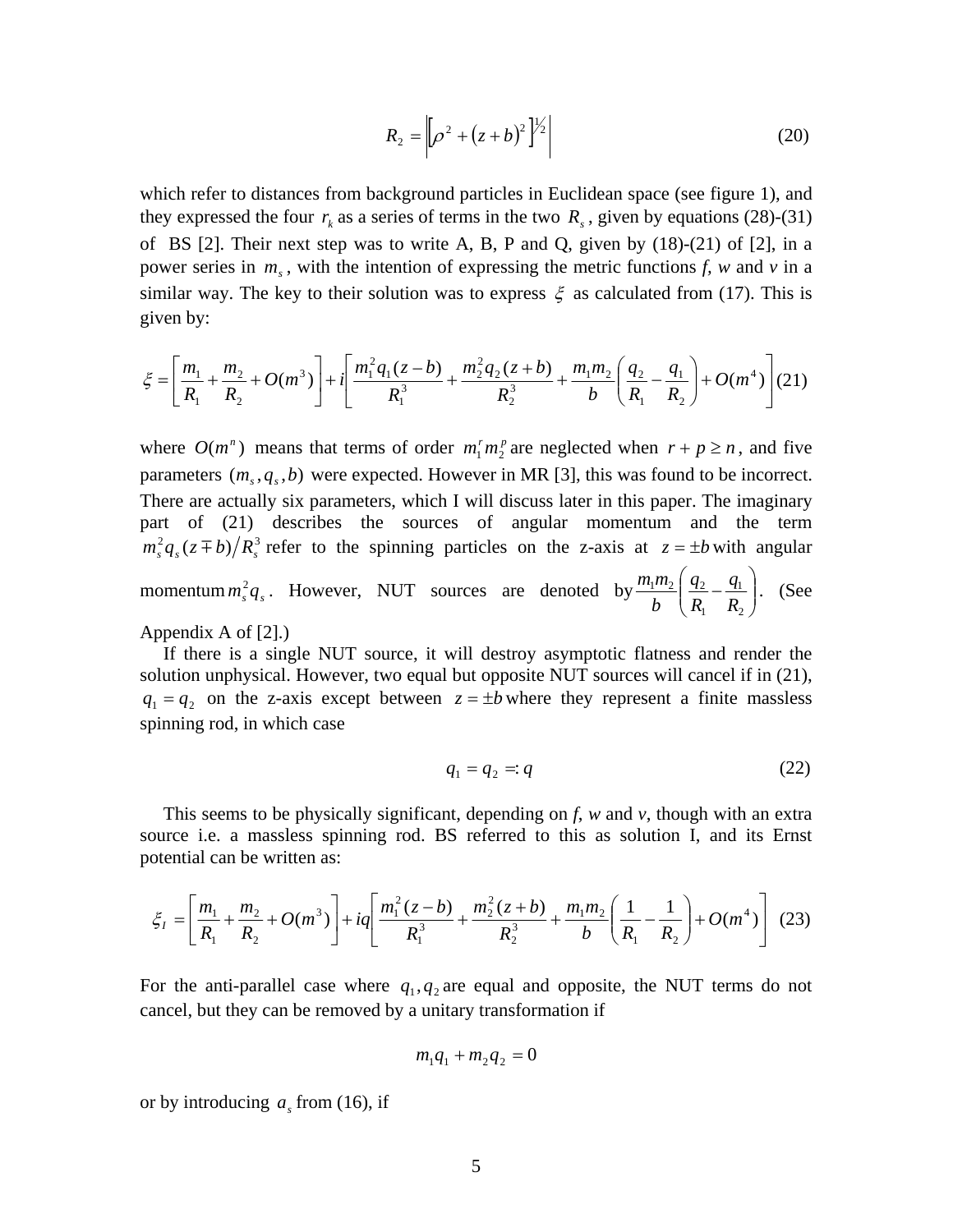$$R_2 = \left| \left[ \rho^2 + (z+b)^2 \right]^{1/2} \right| \tag{20}$$

which refer to distances from background particles in Euclidean space (see figure 1), and they expressed the four $r_k$ as a series of terms in the two $R_s$, given by equations (28)-(31) of BS [2]. Their next step was to write A, B, P and Q, given by (18)-(21) of [2], in a power series in $m_s$, with the intention of expressing the metric functions *f*, *w* and *v* in a similar way. The key to their solution was to express $\xi$ as calculated from (17). This is given by:

$$\xi = \left[ \frac{m_1}{R_1} + \frac{m_2}{R_2} + O(m^3) \right] + i \left[ \frac{m_1^2 q_1 (z-b)}{R_1^3} + \frac{m_2^2 q_2 (z+b)}{R_2^3} + \frac{m_1 m_2}{b} \left( \frac{q_2}{R_1} - \frac{q_1}{R_2} \right) + O(m^4) \right] \tag{21}$$

where $O(m^n)$ means that terms of order $m_1^r m_2^p$ are neglected when $r + p \geq n$, and five parameters $(m_s, q_s, b)$ were expected. However in MR [3], this was found to be incorrect. There are actually six parameters, which I will discuss later in this paper. The imaginary part of (21) describes the sources of angular momentum and the term $m_s^2 q_s (z \mp b)/R_s^3$ refer to the spinning particles on the z-axis at $z = \pm b$ with angular momentum $m_s^2 q_s$. However, NUT sources are denoted by $\frac{m_1 m_2}{b}\left( \frac{q_2}{R_1} - \frac{q_1}{R_2} \right)$. (See Appendix A of [2].)

If there is a single NUT source, it will destroy asymptotic flatness and render the solution unphysical. However, two equal but opposite NUT sources will cancel if in (21), $q_1 = q_2$ on the z-axis except between $z = \pm b$ where they represent a finite massless spinning rod, in which case

$$q_1 = q_2 =: q \tag{22}$$

This seems to be physically significant, depending on *f*, *w* and *v*, though with an extra source i.e. a massless spinning rod. BS referred to this as solution I, and its Ernst potential can be written as:

$$\xi_I = \left[ \frac{m_1}{R_1} + \frac{m_2}{R_2} + O(m^3) \right] + iq \left[ \frac{m_1^2 (z-b)}{R_1^3} + \frac{m_2^2 (z+b)}{R_2^3} + \frac{m_1 m_2}{b} \left( \frac{1}{R_1} - \frac{1}{R_2} \right) + O(m^4) \right] \tag{23}$$

For the anti-parallel case where $q_1, q_2$ are equal and opposite, the NUT terms do not cancel, but they can be removed by a unitary transformation if

$$m_1 q_1 + m_2 q_2 = 0$$

or by introducing $a_s$ from (16), if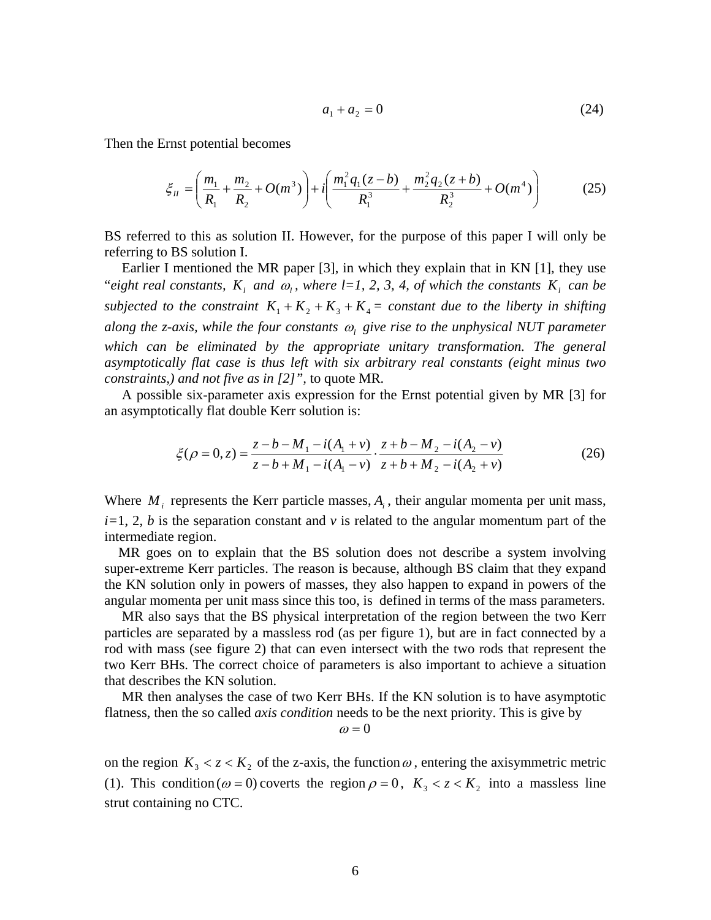$$a_1 + a_2 = 0 \tag{24}$$

Then the Ernst potential becomes

$$\xi_{II} = \left( \frac{m_1}{R_1} + \frac{m_2}{R_2} + O(m^3) \right) + i \left( \frac{m_1^2 q_1 (z-b)}{R_1^3} + \frac{m_2^2 q_2 (z+b)}{R_2^3} + O(m^4) \right) \tag{25}$$

BS referred to this as solution II. However, for the purpose of this paper I will only be referring to BS solution I.

Earlier I mentioned the MR paper [3], in which they explain that in KN [1], they use "*eight real constants, $K_l$ and $\omega_l$, where l=1, 2, 3, 4, of which the constants $K_l$ can be subjected to the constraint $K_1 + K_2 + K_3 + K_4 =$ constant due to the liberty in shifting along the z-axis, while the four constants $\omega_l$ give rise to the unphysical NUT parameter which can be eliminated by the appropriate unitary transformation. The general asymptotically flat case is thus left with six arbitrary real constants (eight minus two constraints,) and not five as in [2]"*, to quote MR.

A possible six-parameter axis expression for the Ernst potential given by MR [3] for an asymptotically flat double Kerr solution is:

$$\xi(\rho = 0, z) = \frac{z - b - M_1 - i(A_1 + v)}{z - b + M_1 - i(A_1 - v)} \cdot \frac{z + b - M_2 - i(A_2 - v)}{z + b + M_2 - i(A_2 + v)} \tag{26}$$

Where $M_i$ represents the Kerr particle masses, $A_i$, their angular momenta per unit mass, $i$=1, 2, $b$ is the separation constant and $v$ is related to the angular momentum part of the intermediate region.

MR goes on to explain that the BS solution does not describe a system involving super-extreme Kerr particles. The reason is because, although BS claim that they expand the KN solution only in powers of masses, they also happen to expand in powers of the angular momenta per unit mass since this too, is defined in terms of the mass parameters.

MR also says that the BS physical interpretation of the region between the two Kerr particles are separated by a massless rod (as per figure 1), but are in fact connected by a rod with mass (see figure 2) that can even intersect with the two rods that represent the two Kerr BHs. The correct choice of parameters is also important to achieve a situation that describes the KN solution.

MR then analyses the case of two Kerr BHs. If the KN solution is to have asymptotic flatness, then the so called *axis condition* needs to be the next priority. This is give by

$$\omega = 0$$

on the region $K_3 < z < K_2$ of the z-axis, the function $\omega$, entering the axisymmetric metric (1). This condition $(\omega = 0)$ coverts the region $\rho = 0$, $K_3 < z < K_2$ into a massless line strut containing no CTC.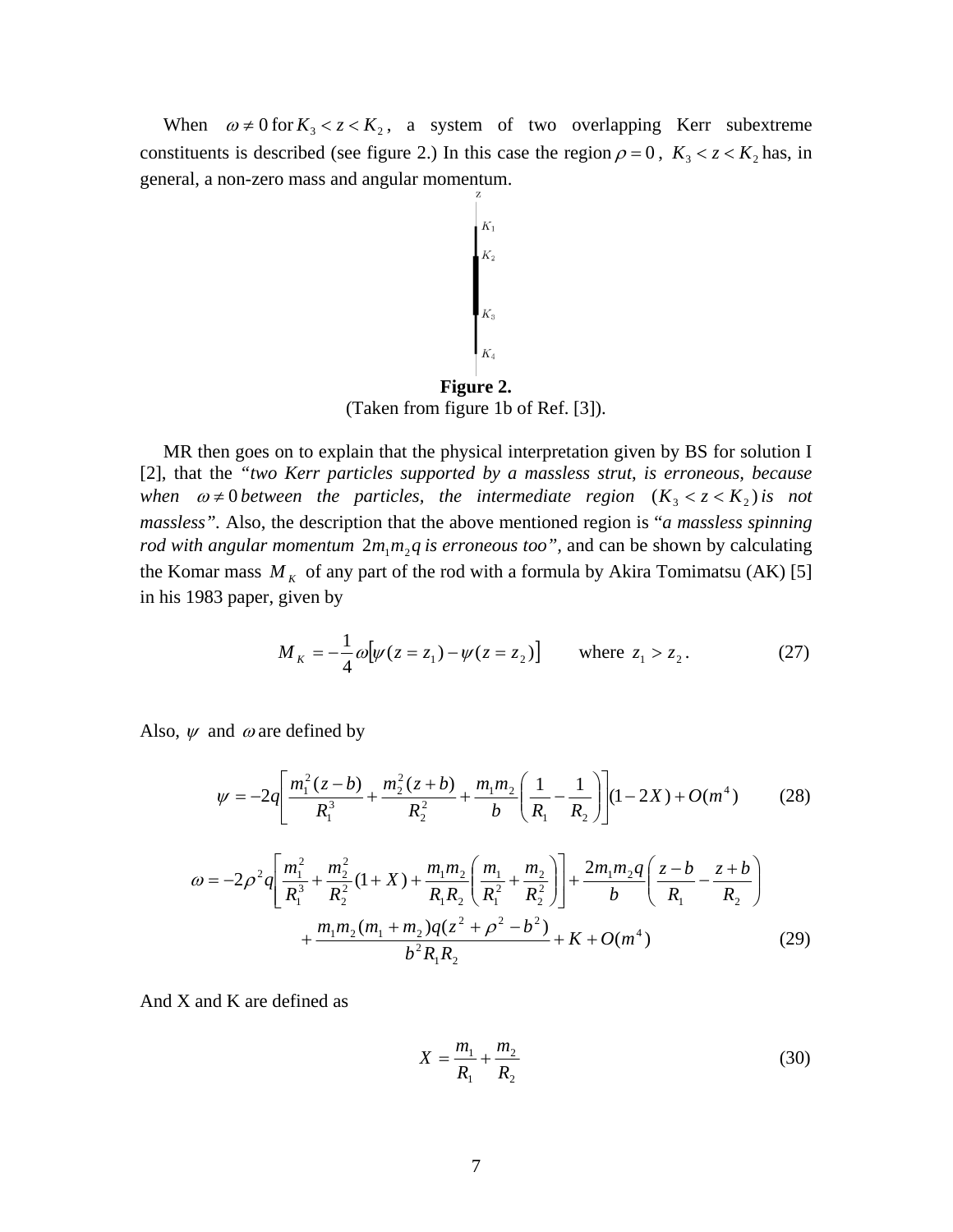When $\omega \neq 0$ for $K_3 < z < K_2$, a system of two overlapping Kerr subextreme constituents is described (see figure 2.) In this case the region $\rho = 0$, $K_3 < z < K_2$ has, in general, a non-zero mass and angular momentum.

**Figure 2.**
(Taken from figure 1b of Ref. [3]).

MR then goes on to explain that the physical interpretation given by BS for solution I [2], that the *"two Kerr particles supported by a massless strut, is erroneous, because when $\omega \neq 0$ between the particles, the intermediate region $(K_3 < z < K_2)$ is not massless"*. Also, the description that the above mentioned region is "*a massless spinning rod with angular momentum $2m_1m_2q$ is erroneous too"*, and can be shown by calculating the Komar mass $M_K$ of any part of the rod with a formula by Akira Tomimatsu (AK) [5] in his 1983 paper, given by

$$M_K = -\frac{1}{4}\omega\left[\psi(z = z_1) - \psi(z = z_2)\right] \qquad \text{where } z_1 > z_2 . \tag{27}$$

Also, $\psi$ and $\omega$ are defined by

$$\psi = -2q\left[\frac{m_1^2(z-b)}{R_1^3} + \frac{m_2^2(z+b)}{R_2^2} + \frac{m_1m_2}{b}\left(\frac{1}{R_1} - \frac{1}{R_2}\right)\right](1-2X) + O(m^4) \tag{28}$$

$$\omega = -2\rho^2 q\left[\frac{m_1^2}{R_1^3} + \frac{m_2^2}{R_2^2}(1+X) + \frac{m_1m_2}{R_1R_2}\left(\frac{m_1}{R_1^2} + \frac{m_2}{R_2^2}\right)\right] + \frac{2m_1m_2q}{b}\left(\frac{z-b}{R_1} - \frac{z+b}{R_2}\right)$$
$$+ \frac{m_1m_2(m_1+m_2)q(z^2+\rho^2-b^2)}{b^2R_1R_2} + K + O(m^4) \tag{29}$$

And X and K are defined as

$$X = \frac{m_1}{R_1} + \frac{m_2}{R_2} \tag{30}$$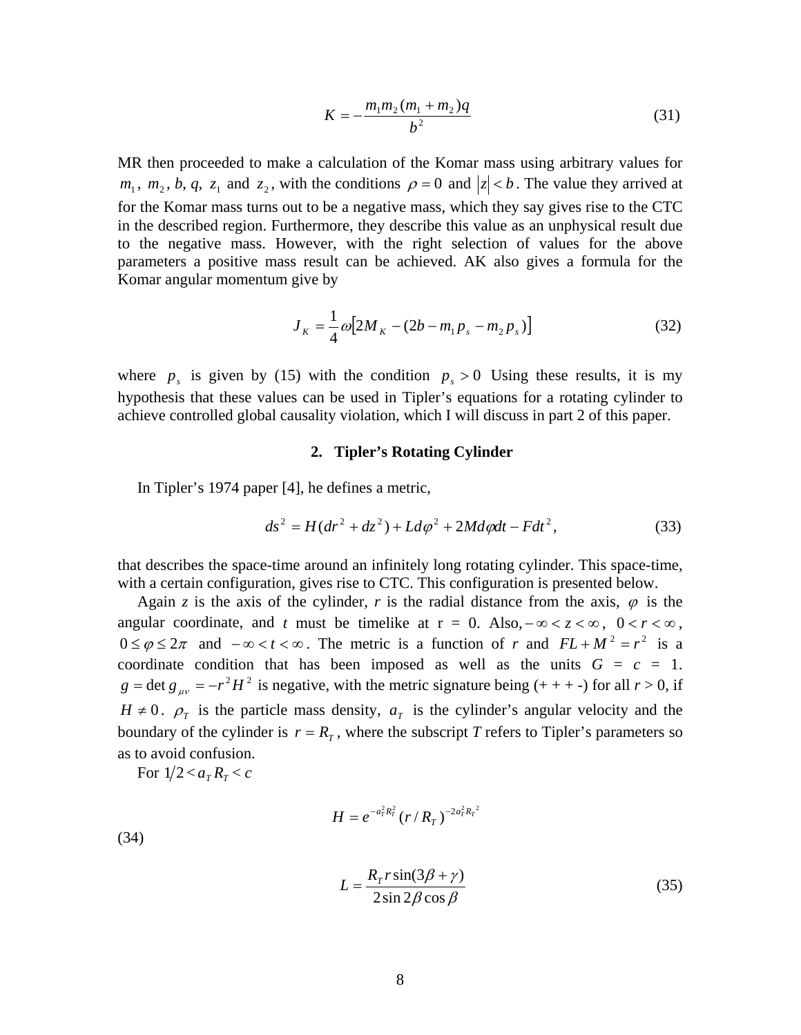$$K = -\frac{m_1 m_2 (m_1 + m_2) q}{b^2} \tag{31}$$

MR then proceeded to make a calculation of the Komar mass using arbitrary values for $m_1$, $m_2$, $b$, $q$, $z_1$ and $z_2$, with the conditions $\rho = 0$ and $|z| < b$. The value they arrived at for the Komar mass turns out to be a negative mass, which they say gives rise to the CTC in the described region. Furthermore, they describe this value as an unphysical result due to the negative mass. However, with the right selection of values for the above parameters a positive mass result can be achieved. AK also gives a formula for the Komar angular momentum give by

$$J_K = \frac{1}{4}\omega\left[2M_K - (2b - m_1 p_s - m_2 p_s)\right] \tag{32}$$

where $p_s$ is given by (15) with the condition $p_s > 0$ Using these results, it is my hypothesis that these values can be used in Tipler's equations for a rotating cylinder to achieve controlled global causality violation, which I will discuss in part 2 of this paper.

## 2. Tipler's Rotating Cylinder

In Tipler's 1974 paper [4], he defines a metric,

$$ds^2 = H(dr^2 + dz^2) + Ld\varphi^2 + 2Md\varphi dt - Fdt^2, \tag{33}$$

that describes the space-time around an infinitely long rotating cylinder. This space-time, with a certain configuration, gives rise to CTC. This configuration is presented below.

Again $z$ is the axis of the cylinder, $r$ is the radial distance from the axis, $\varphi$ is the angular coordinate, and $t$ must be timelike at r = 0. Also, $-\infty < z < \infty$, $0 < r < \infty$, $0 \le \varphi \le 2\pi$ and $-\infty < t < \infty$. The metric is a function of $r$ and $FL + M^2 = r^2$ is a coordinate condition that has been imposed as well as the units $G = c = 1$. $g = \det g_{\mu\nu} = -r^2 H^2$ is negative, with the metric signature being (+ + + -) for all $r > 0$, if $H \ne 0$. $\rho_T$ is the particle mass density, $a_T$ is the cylinder's angular velocity and the boundary of the cylinder is $r = R_T$, where the subscript $T$ refers to Tipler's parameters so as to avoid confusion.

For $1/2 < a_T R_T < c$

$$H = e^{-a_T^2 R_T^2} (r / R_T)^{-2a_T^2 R_T^2} \tag{34}$$

$$L = \frac{R_T r \sin(3\beta + \gamma)}{2\sin 2\beta \cos\beta} \tag{35}$$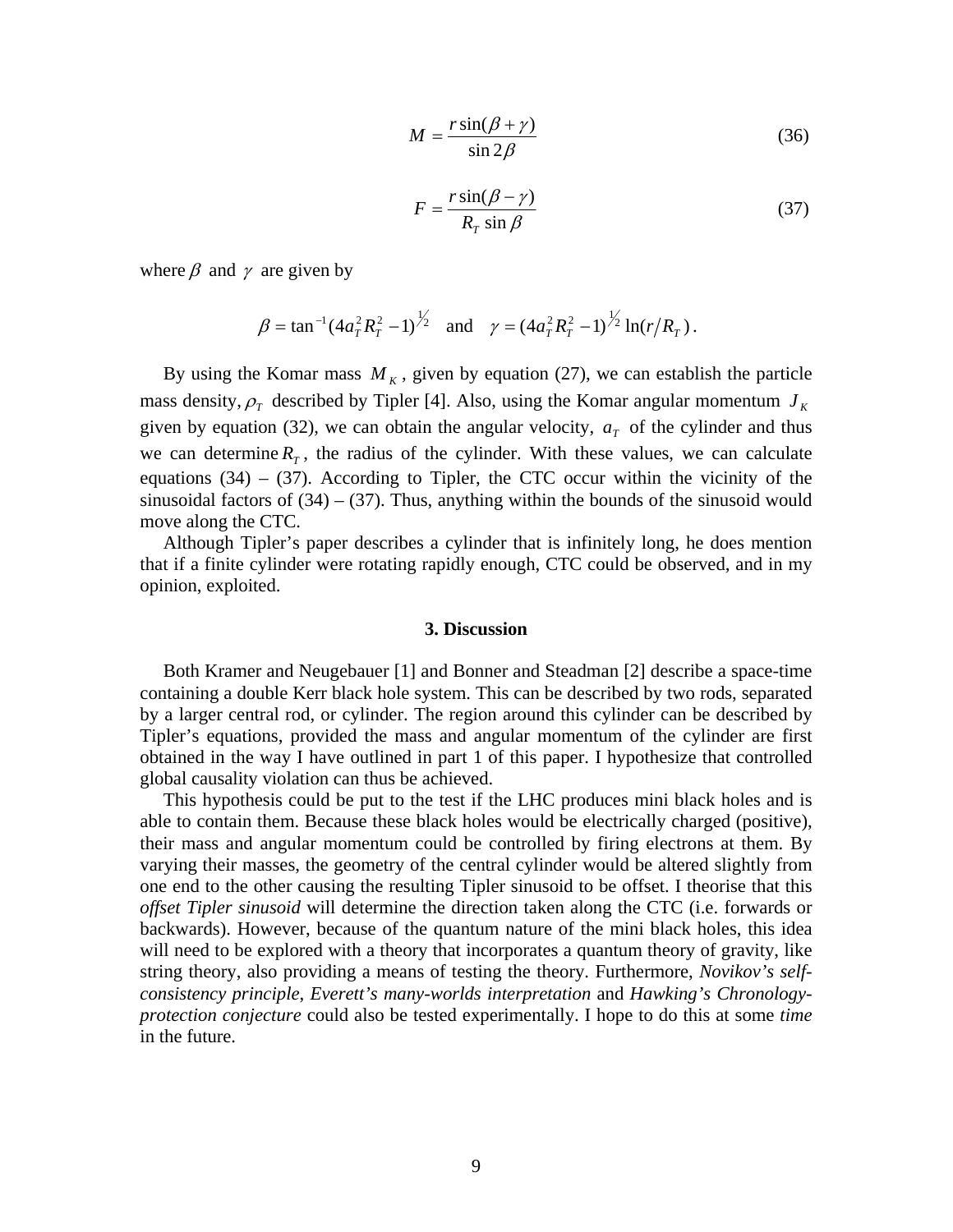$$M = \frac{r\sin(\beta+\gamma)}{\sin 2\beta} \tag{36}$$

$$F = \frac{r\sin(\beta-\gamma)}{R_T \sin\beta} \tag{37}$$

where $\beta$ and $\gamma$ are given by

$$\beta = \tan^{-1}(4a_T^2 R_T^2 - 1)^{1/2} \quad \text{and} \quad \gamma = (4a_T^2 R_T^2 - 1)^{1/2} \ln(r/R_T)\,.$$

By using the Komar mass $M_K$, given by equation (27), we can establish the particle mass density, $\rho_T$ described by Tipler [4]. Also, using the Komar angular momentum $J_K$ given by equation (32), we can obtain the angular velocity, $a_T$ of the cylinder and thus we can determine $R_T$, the radius of the cylinder. With these values, we can calculate equations (34) – (37). According to Tipler, the CTC occur within the vicinity of the sinusoidal factors of (34) – (37). Thus, anything within the bounds of the sinusoid would move along the CTC.

Although Tipler's paper describes a cylinder that is infinitely long, he does mention that if a finite cylinder were rotating rapidly enough, CTC could be observed, and in my opinion, exploited.

## 3. Discussion

Both Kramer and Neugebauer [1] and Bonner and Steadman [2] describe a space-time containing a double Kerr black hole system. This can be described by two rods, separated by a larger central rod, or cylinder. The region around this cylinder can be described by Tipler's equations, provided the mass and angular momentum of the cylinder are first obtained in the way I have outlined in part 1 of this paper. I hypothesize that controlled global causality violation can thus be achieved.

This hypothesis could be put to the test if the LHC produces mini black holes and is able to contain them. Because these black holes would be electrically charged (positive), their mass and angular momentum could be controlled by firing electrons at them. By varying their masses, the geometry of the central cylinder would be altered slightly from one end to the other causing the resulting Tipler sinusoid to be offset. I theorise that this *offset Tipler sinusoid* will determine the direction taken along the CTC (i.e. forwards or backwards). However, because of the quantum nature of the mini black holes, this idea will need to be explored with a theory that incorporates a quantum theory of gravity, like string theory, also providing a means of testing the theory. Furthermore, *Novikov's self-consistency principle*, *Everett's many-worlds interpretation* and *Hawking's Chronology-protection conjecture* could also be tested experimentally. I hope to do this at some *time* in the future.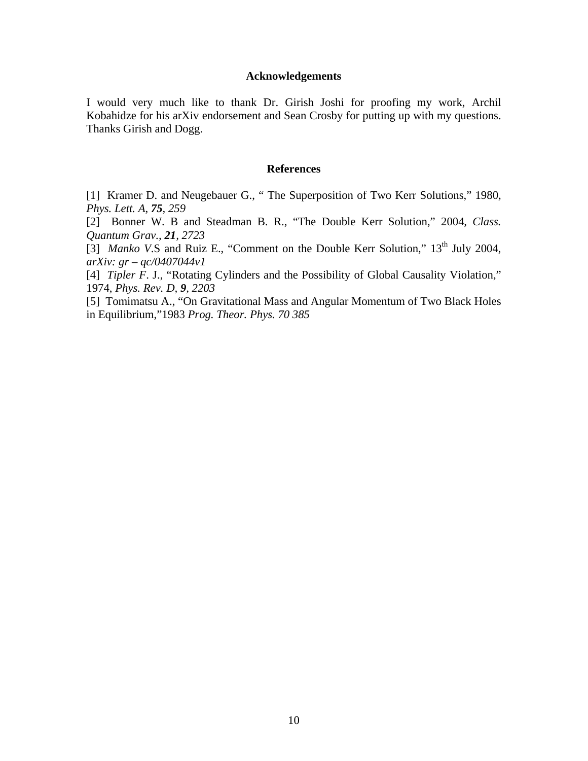## Acknowledgements

I would very much like to thank Dr. Girish Joshi for proofing my work, Archil Kobahidze for his arXiv endorsement and Sean Crosby for putting up with my questions. Thanks Girish and Dogg.

## References

[1] Kramer D. and Neugebauer G., " The Superposition of Two Kerr Solutions," 1980, *Phys. Lett. A*, ***75***, *259*

[2] Bonner W. B and Steadman B. R., "The Double Kerr Solution," 2004, *Class. Quantum Grav.*, ***21***, *2723*

[3] *Manko V*.S and Ruiz E., "Comment on the Double Kerr Solution," 13th July 2004, *arXiv: gr – qc/0407044v1*

[4] *Tipler F*. J., "Rotating Cylinders and the Possibility of Global Causality Violation," 1974, *Phys. Rev. D*, ***9***, *2203*

[5] Tomimatsu A., "On Gravitational Mass and Angular Momentum of Two Black Holes in Equilibrium,"1983 *Prog. Theor. Phys. 70 385*